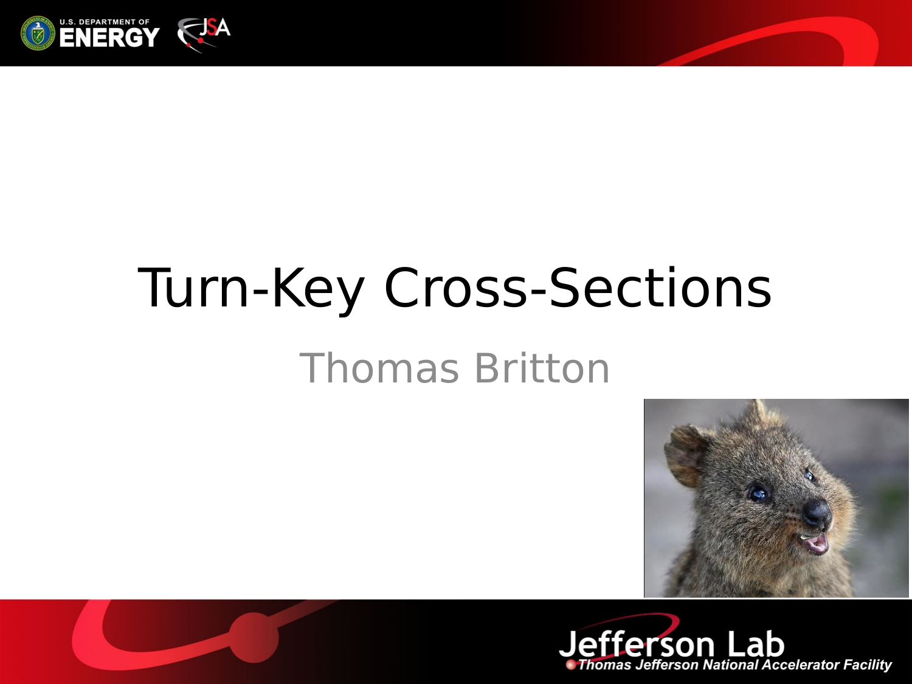# Turn-Key Cross-Sections

Thomas Britton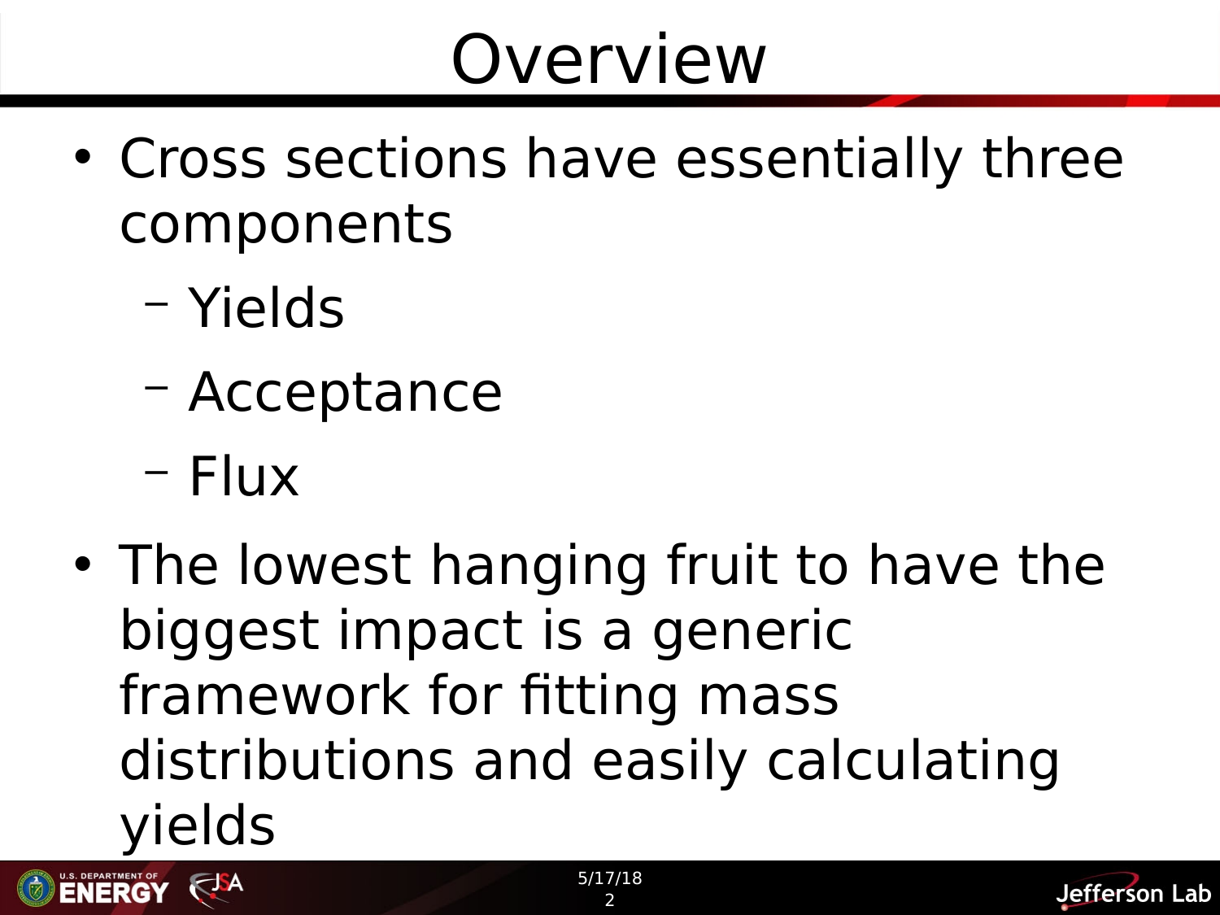# Overview

- Cross sections have essentially three components
  - Yields
  - Acceptance
  - Flux
- The lowest hanging fruit to have the biggest impact is a generic framework for fitting mass distributions and easily calculating yields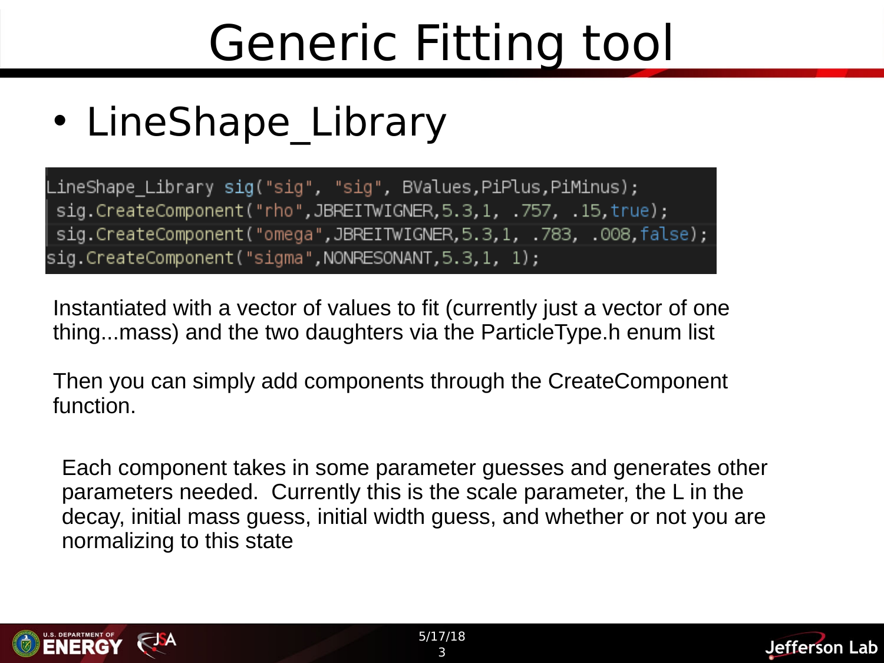# Generic Fitting tool

- LineShape_Library

```
LineShape_Library sig("sig", "sig", BValues,PiPlus,PiMinus);
 sig.CreateComponent("rho",JBREITWIGNER,5.3,1, .757, .15,true);
 sig.CreateComponent("omega",JBREITWIGNER,5.3,1, .783, .008,false);
sig.CreateComponent("sigma",NONRESONANT,5.3,1, 1);
```

Instantiated with a vector of values to fit (currently just a vector of one thing...mass) and the two daughters via the ParticleType.h enum list

Then you can simply add components through the CreateComponent function.

Each component takes in some parameter guesses and generates other parameters needed. Currently this is the scale parameter, the L in the decay, initial mass guess, initial width guess, and whether or not you are normalizing to this state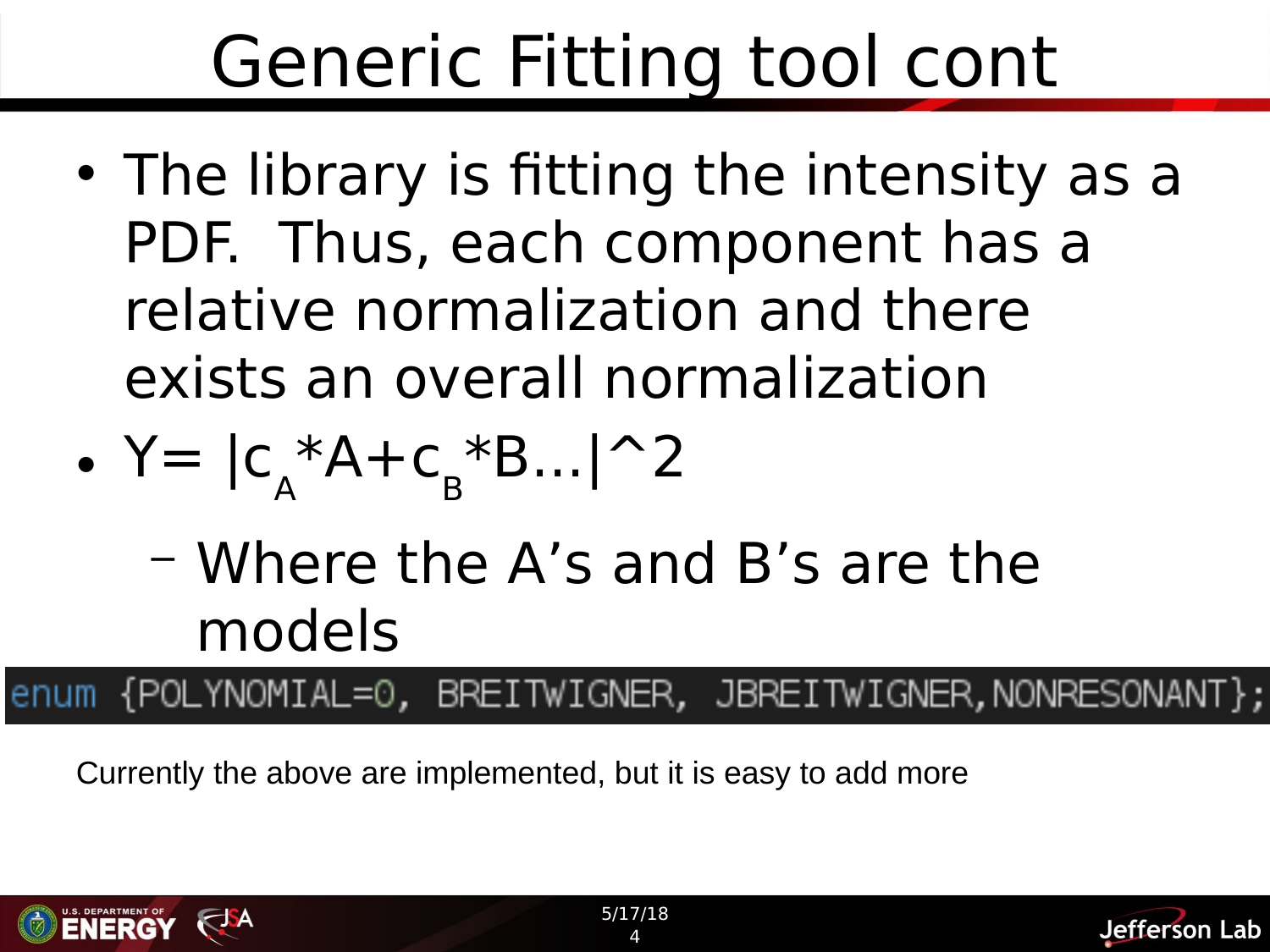# Generic Fitting tool cont

- The library is fitting the intensity as a PDF. Thus, each component has a relative normalization and there exists an overall normalization
- $Y= |c_A*A+c_B*B...|^2$
  - Where the A's and B's are the models

```
enum {POLYNOMIAL=0, BREITWIGNER, JBREITWIGNER,NONRESONANT};
```

Currently the above are implemented, but it is easy to add more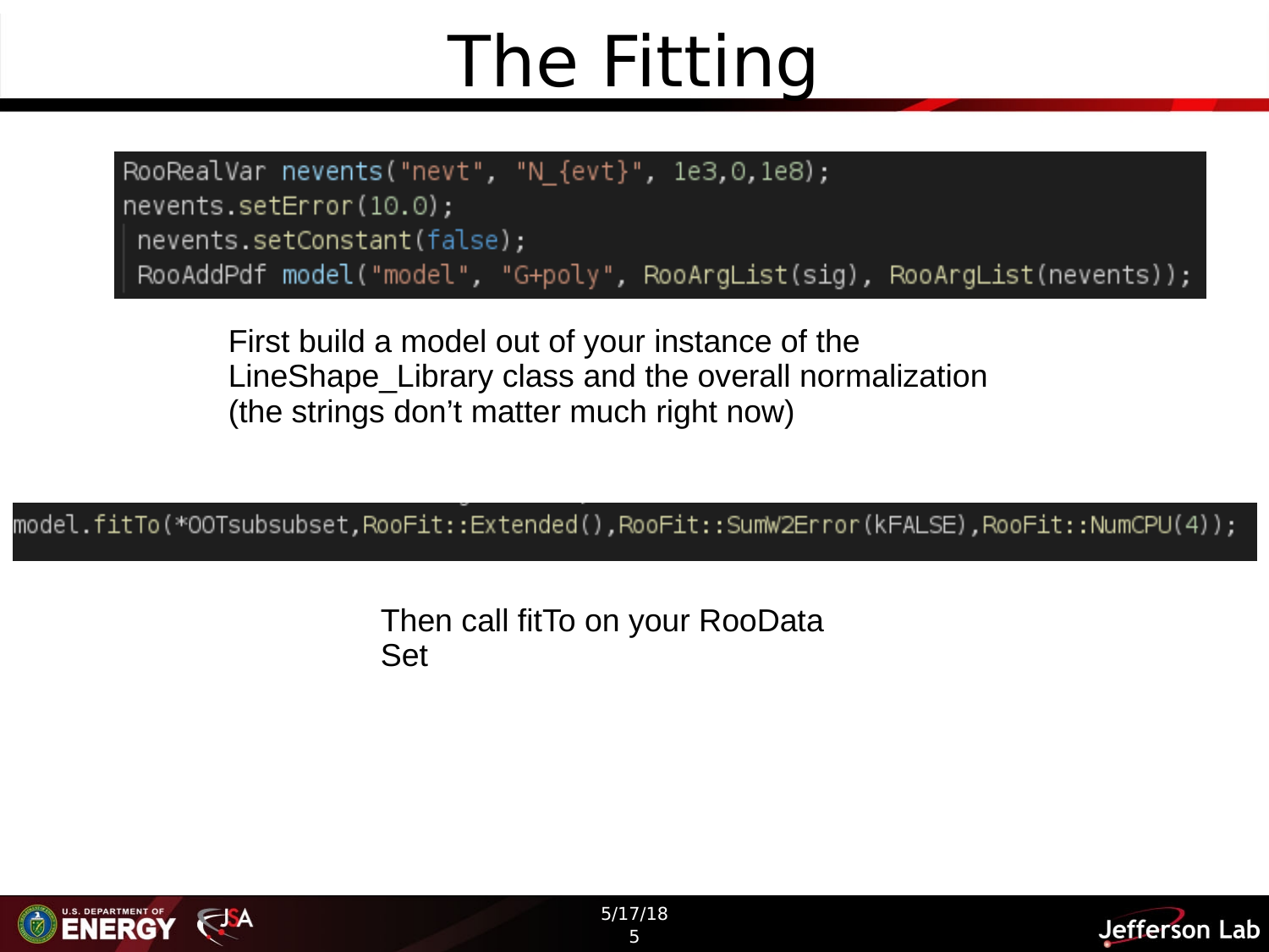# The Fitting

```
RooRealVar nevents("nevt", "N_{evt}", 1e3,0,1e8);
nevents.setError(10.0);
 nevents.setConstant(false);
 RooAddPdf model("model", "G+poly", RooArgList(sig), RooArgList(nevents));
```

First build a model out of your instance of the LineShape_Library class and the overall normalization (the strings don't matter much right now)

```
model.fitTo(*OOTsubsubset,RooFit::Extended(),RooFit::SumW2Error(kFALSE),RooFit::NumCPU(4));
```

Then call fitTo on your RooData Set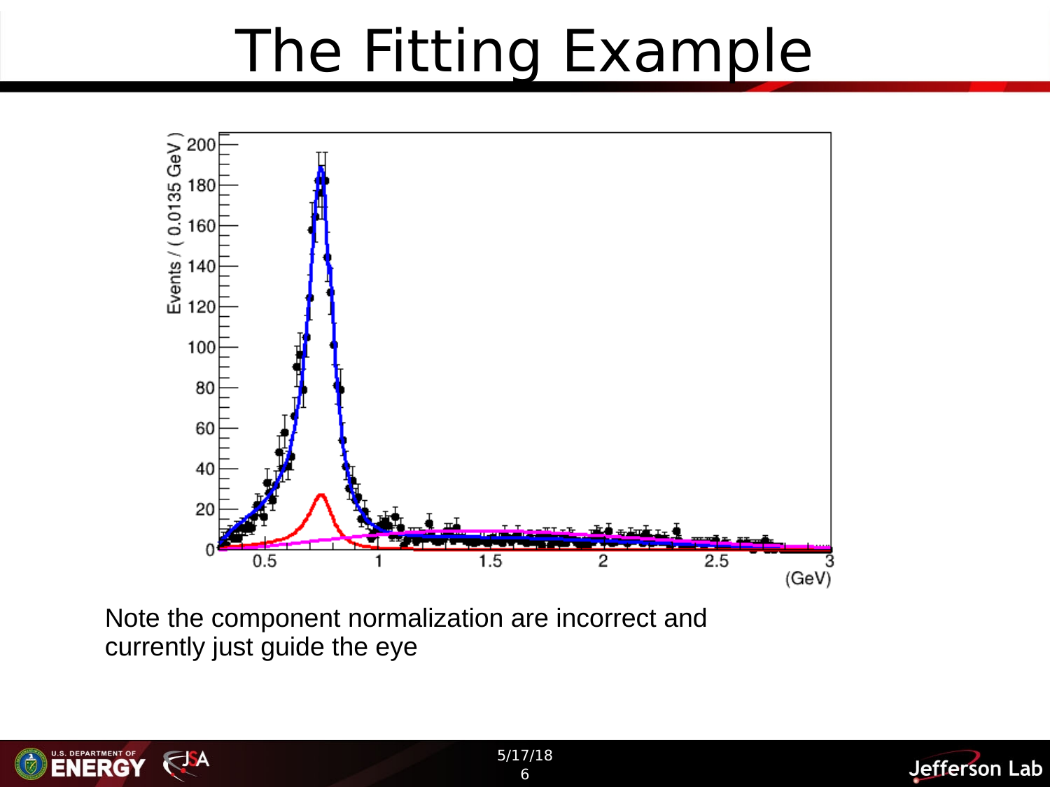# The Fitting Example

Note the component normalization are incorrect and currently just guide the eye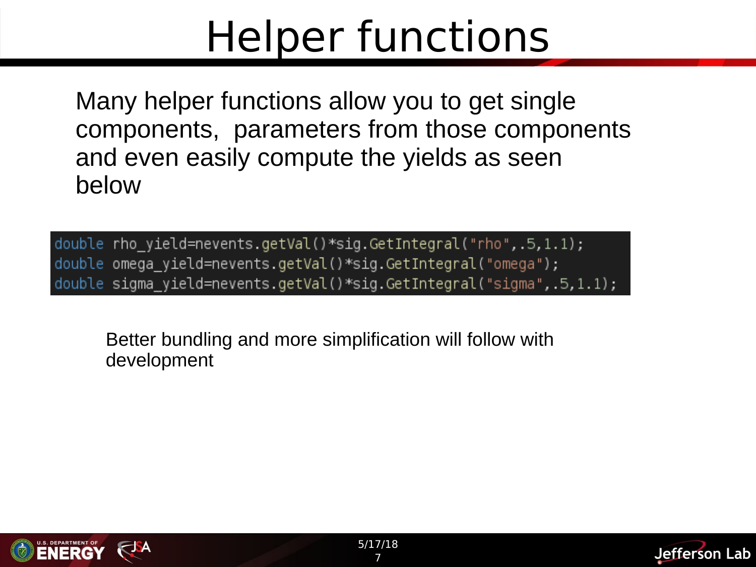# Helper functions

Many helper functions allow you to get single components, parameters from those components and even easily compute the yields as seen below

```
double rho_yield=nevents.getVal()*sig.GetIntegral("rho",.5,1.1);
double omega_yield=nevents.getVal()*sig.GetIntegral("omega");
double sigma_yield=nevents.getVal()*sig.GetIntegral("sigma",.5,1.1);
```

Better bundling and more simplification will follow with development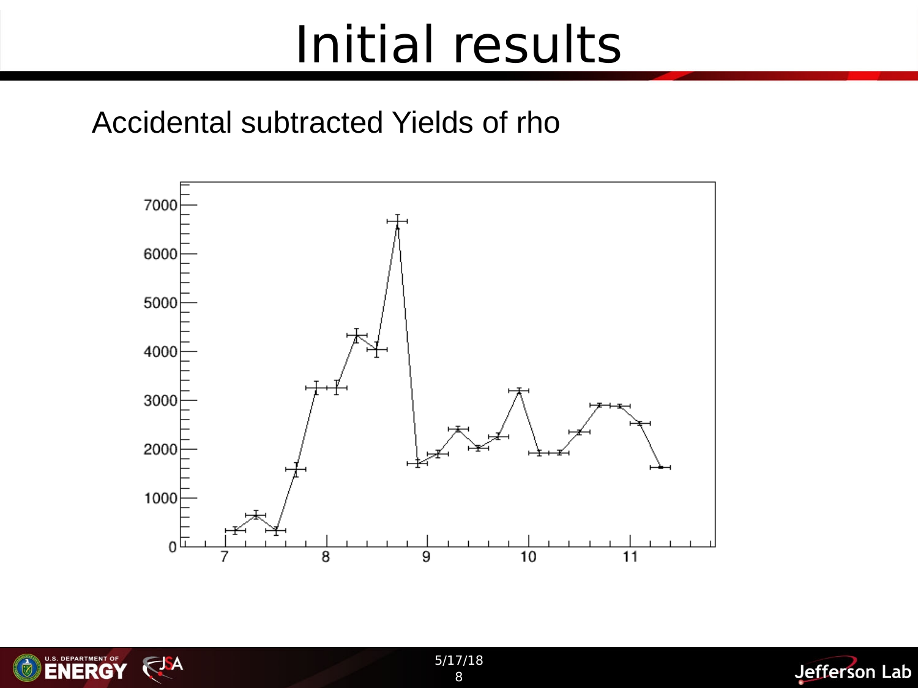# Initial results

Accidental subtracted Yields of rho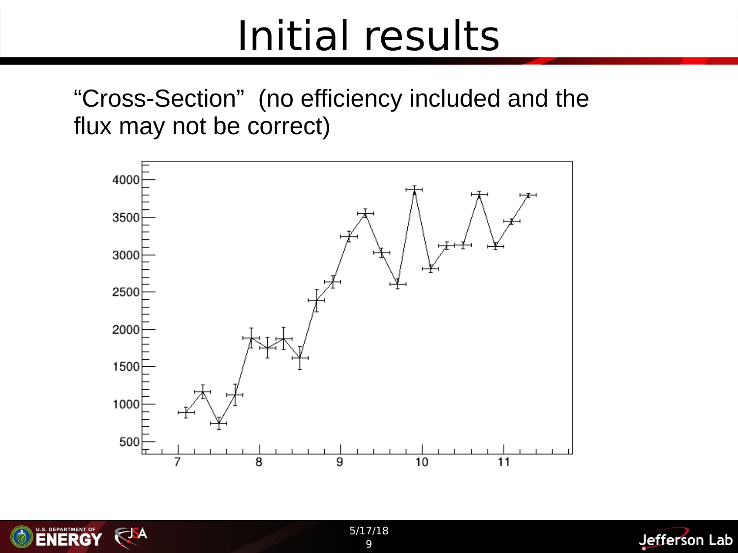# Initial results

"Cross-Section" (no efficiency included and the flux may not be correct)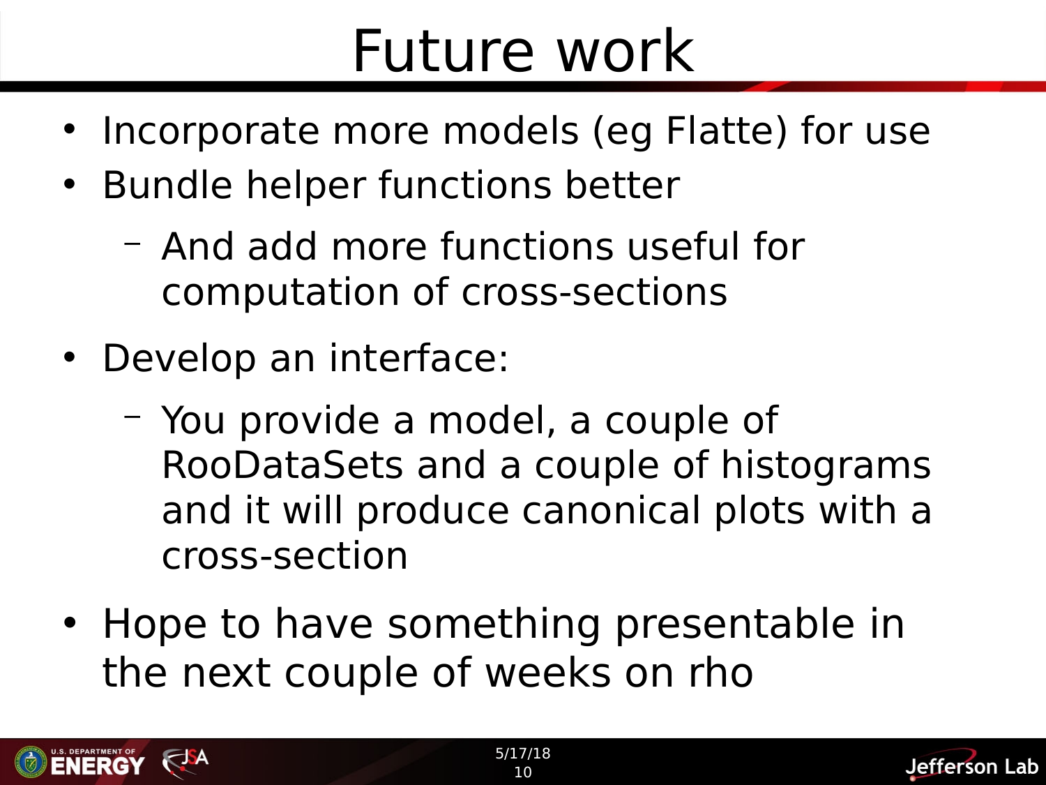# Future work

- Incorporate more models (eg Flatte) for use
- Bundle helper functions better
  - And add more functions useful for computation of cross-sections
- Develop an interface:
  - You provide a model, a couple of RooDataSets and a couple of histograms and it will produce canonical plots with a cross-section
- Hope to have something presentable in the next couple of weeks on rho